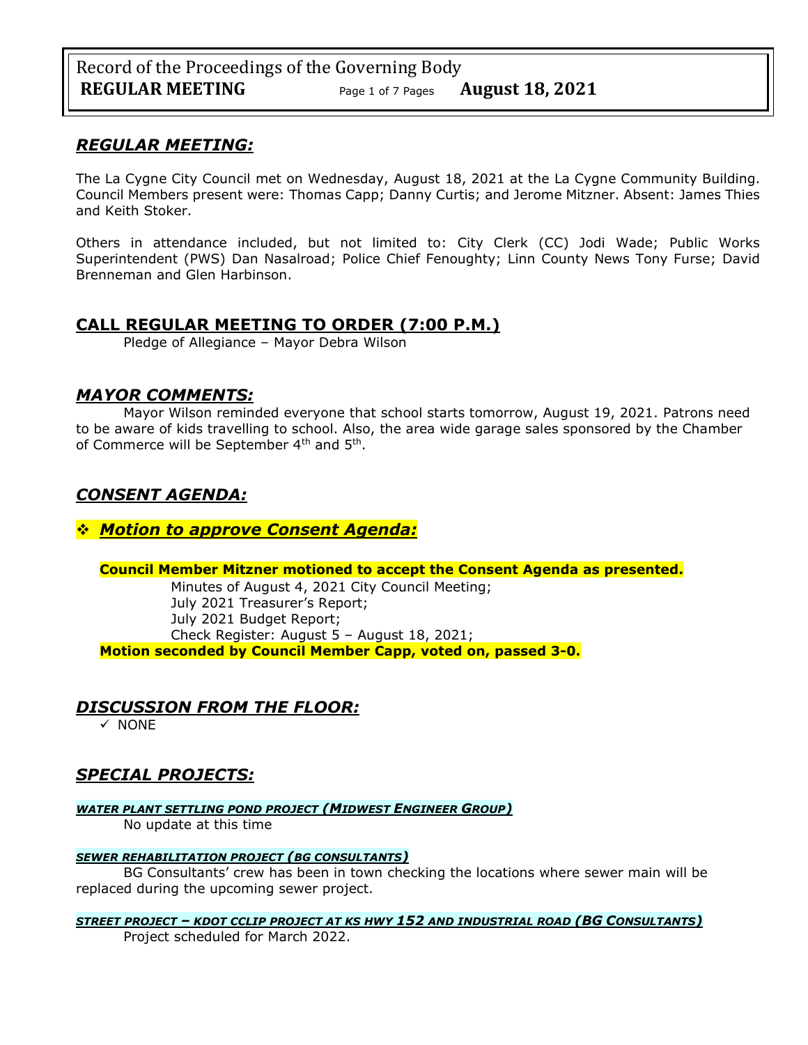## *REGULAR MEETING:*

The La Cygne City Council met on Wednesday, August 18, 2021 at the La Cygne Community Building. Council Members present were: Thomas Capp; Danny Curtis; and Jerome Mitzner. Absent: James Thies and Keith Stoker.

Others in attendance included, but not limited to: City Clerk (CC) Jodi Wade; Public Works Superintendent (PWS) Dan Nasalroad; Police Chief Fenoughty; Linn County News Tony Furse; David Brenneman and Glen Harbinson.

## CALL REGULAR MEETING TO ORDER (7:00 P.M.)

Pledge of Allegiance – Mayor Debra Wilson

## *MAYOR COMMENTS:*

Mayor Wilson reminded everyone that school starts tomorrow, August 19, 2021. Patrons need to be aware of kids travelling to school. Also, the area wide garage sales sponsored by the Chamber of Commerce will be September 4th and 5th.

## *CONSENT AGENDA:*

### ❖ *Motion to approve Consent Agenda:*

**Council Member Mitzner motioned to accept the Consent Agenda as presented.**

- Minutes of August 4, 2021 City Council Meeting;
- July 2021 Treasurer's Report;
- July 2021 Budget Report;
- Check Register: August 5 – August 18, 2021;

**Motion seconded by Council Member Capp, voted on, passed 3-0.**

## *DISCUSSION FROM THE FLOOR:*

- ✓ NONE

## *SPECIAL PROJECTS:*

***WATER PLANT SETTLING POND PROJECT (MIDWEST ENGINEER GROUP)***

No update at this time

***SEWER REHABILITATION PROJECT (BG CONSULTANTS)***

BG Consultants' crew has been in town checking the locations where sewer main will be replaced during the upcoming sewer project.

***STREET PROJECT – KDOT CCLIP PROJECT AT KS HWY 152 AND INDUSTRIAL ROAD (BG CONSULTANTS)***

Project scheduled for March 2022.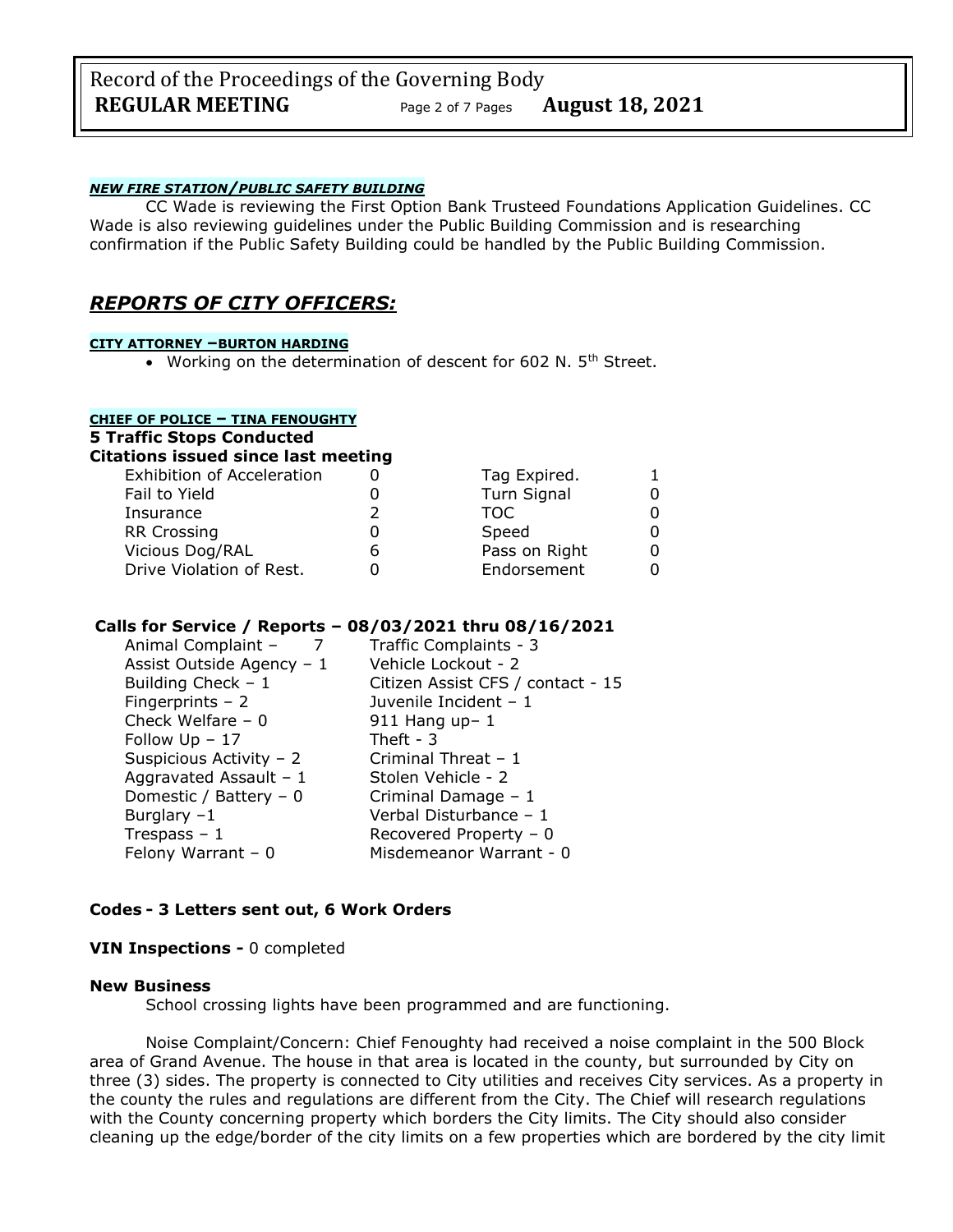***NEW FIRE STATION/PUBLIC SAFETY BUILDING***

CC Wade is reviewing the First Option Bank Trusteed Foundations Application Guidelines. CC Wade is also reviewing guidelines under the Public Building Commission and is researching confirmation if the Public Safety Building could be handled by the Public Building Commission.

## ***REPORTS OF CITY OFFICERS:***

**CITY ATTORNEY –BURTON HARDING**

- Working on the determination of descent for 602 N. 5th Street.

**CHIEF OF POLICE – TINA FENOUGHTY**

**5 Traffic Stops Conducted**

**Citations issued since last meeting**

| | | | |
|---|---|---|---|
| Exhibition of Acceleration | 0 | Tag Expired. | 1 |
| Fail to Yield | 0 | Turn Signal | 0 |
| Insurance | 2 | TOC | 0 |
| RR Crossing | 0 | Speed | 0 |
| Vicious Dog/RAL | 6 | Pass on Right | 0 |
| Drive Violation of Rest. | 0 | Endorsement | 0 |

**Calls for Service / Reports – 08/03/2021 thru 08/16/2021**

| | |
|---|---|
| Animal Complaint – 7 | Traffic Complaints - 3 |
| Assist Outside Agency – 1 | Vehicle Lockout - 2 |
| Building Check – 1 | Citizen Assist CFS / contact - 15 |
| Fingerprints – 2 | Juvenile Incident – 1 |
| Check Welfare – 0 | 911 Hang up– 1 |
| Follow Up – 17 | Theft - 3 |
| Suspicious Activity – 2 | Criminal Threat – 1 |
| Aggravated Assault – 1 | Stolen Vehicle - 2 |
| Domestic / Battery – 0 | Criminal Damage – 1 |
| Burglary –1 | Verbal Disturbance – 1 |
| Trespass – 1 | Recovered Property – 0 |
| Felony Warrant – 0 | Misdemeanor Warrant - 0 |

**Codes - 3 Letters sent out, 6 Work Orders**

**VIN Inspections -** 0 completed

**New Business**

School crossing lights have been programmed and are functioning.

Noise Complaint/Concern: Chief Fenoughty had received a noise complaint in the 500 Block area of Grand Avenue. The house in that area is located in the county, but surrounded by City on three (3) sides. The property is connected to City utilities and receives City services. As a property in the county the rules and regulations are different from the City. The Chief will research regulations with the County concerning property which borders the City limits. The City should also consider cleaning up the edge/border of the city limits on a few properties which are bordered by the city limit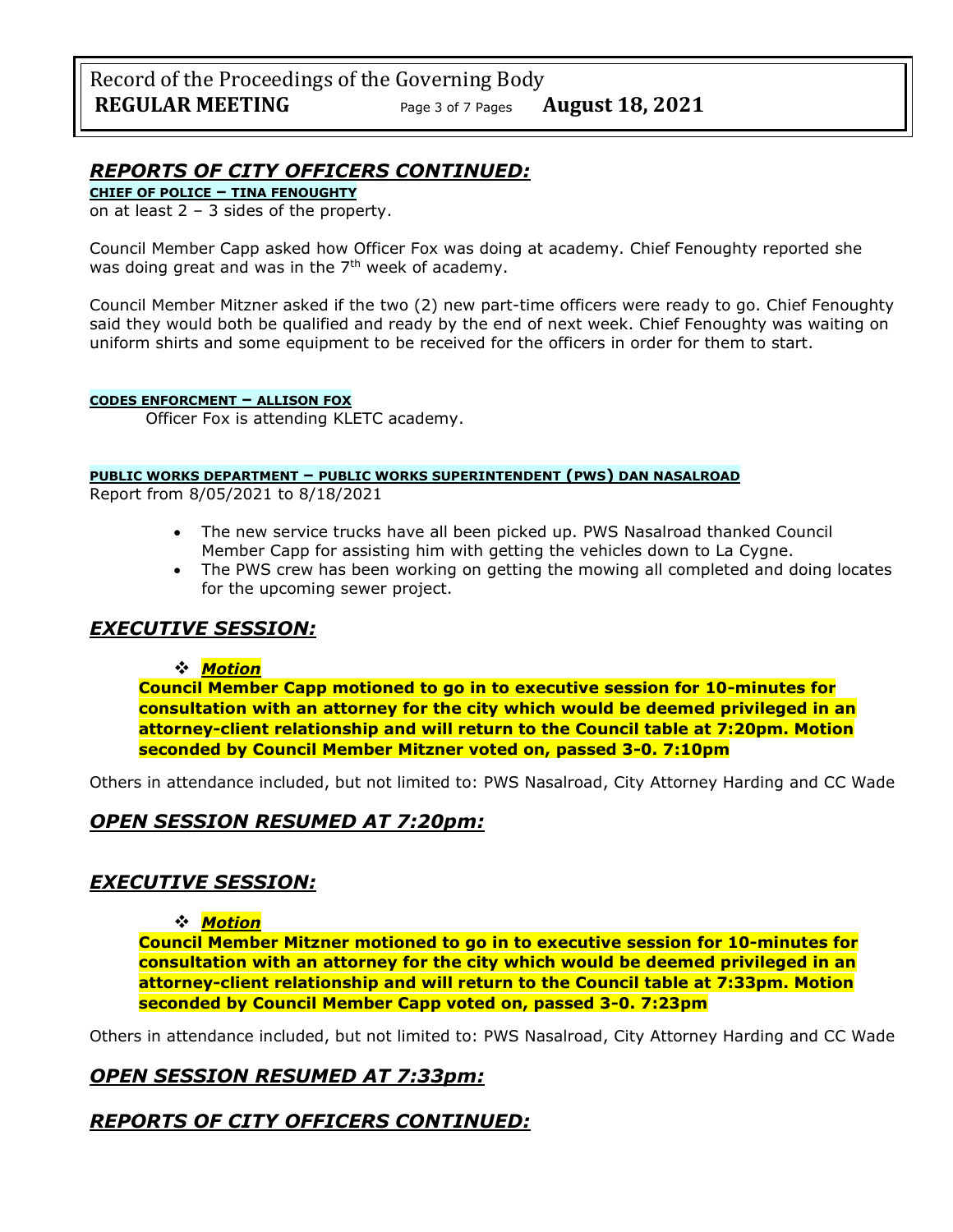## *REPORTS OF CITY OFFICERS CONTINUED:*

**CHIEF OF POLICE – TINA FENOUGHTY**

on at least 2 – 3 sides of the property.

Council Member Capp asked how Officer Fox was doing at academy. Chief Fenoughty reported she was doing great and was in the 7th week of academy.

Council Member Mitzner asked if the two (2) new part-time officers were ready to go. Chief Fenoughty said they would both be qualified and ready by the end of next week. Chief Fenoughty was waiting on uniform shirts and some equipment to be received for the officers in order for them to start.

**CODES ENFORCMENT – ALLISON FOX**

Officer Fox is attending KLETC academy.

**PUBLIC WORKS DEPARTMENT – PUBLIC WORKS SUPERINTENDENT (PWS) DAN NASALROAD**

Report from 8/05/2021 to 8/18/2021

- The new service trucks have all been picked up. PWS Nasalroad thanked Council Member Capp for assisting him with getting the vehicles down to La Cygne.
- The PWS crew has been working on getting the mowing all completed and doing locates for the upcoming sewer project.

## *EXECUTIVE SESSION:*

- ***Motion***

**Council Member Capp motioned to go in to executive session for 10-minutes for consultation with an attorney for the city which would be deemed privileged in an attorney-client relationship and will return to the Council table at 7:20pm. Motion seconded by Council Member Mitzner voted on, passed 3-0. 7:10pm**

Others in attendance included, but not limited to: PWS Nasalroad, City Attorney Harding and CC Wade

## *OPEN SESSION RESUMED AT 7:20pm:*

## *EXECUTIVE SESSION:*

- ***Motion***

**Council Member Mitzner motioned to go in to executive session for 10-minutes for consultation with an attorney for the city which would be deemed privileged in an attorney-client relationship and will return to the Council table at 7:33pm. Motion seconded by Council Member Capp voted on, passed 3-0. 7:23pm**

Others in attendance included, but not limited to: PWS Nasalroad, City Attorney Harding and CC Wade

## *OPEN SESSION RESUMED AT 7:33pm:*

## *REPORTS OF CITY OFFICERS CONTINUED:*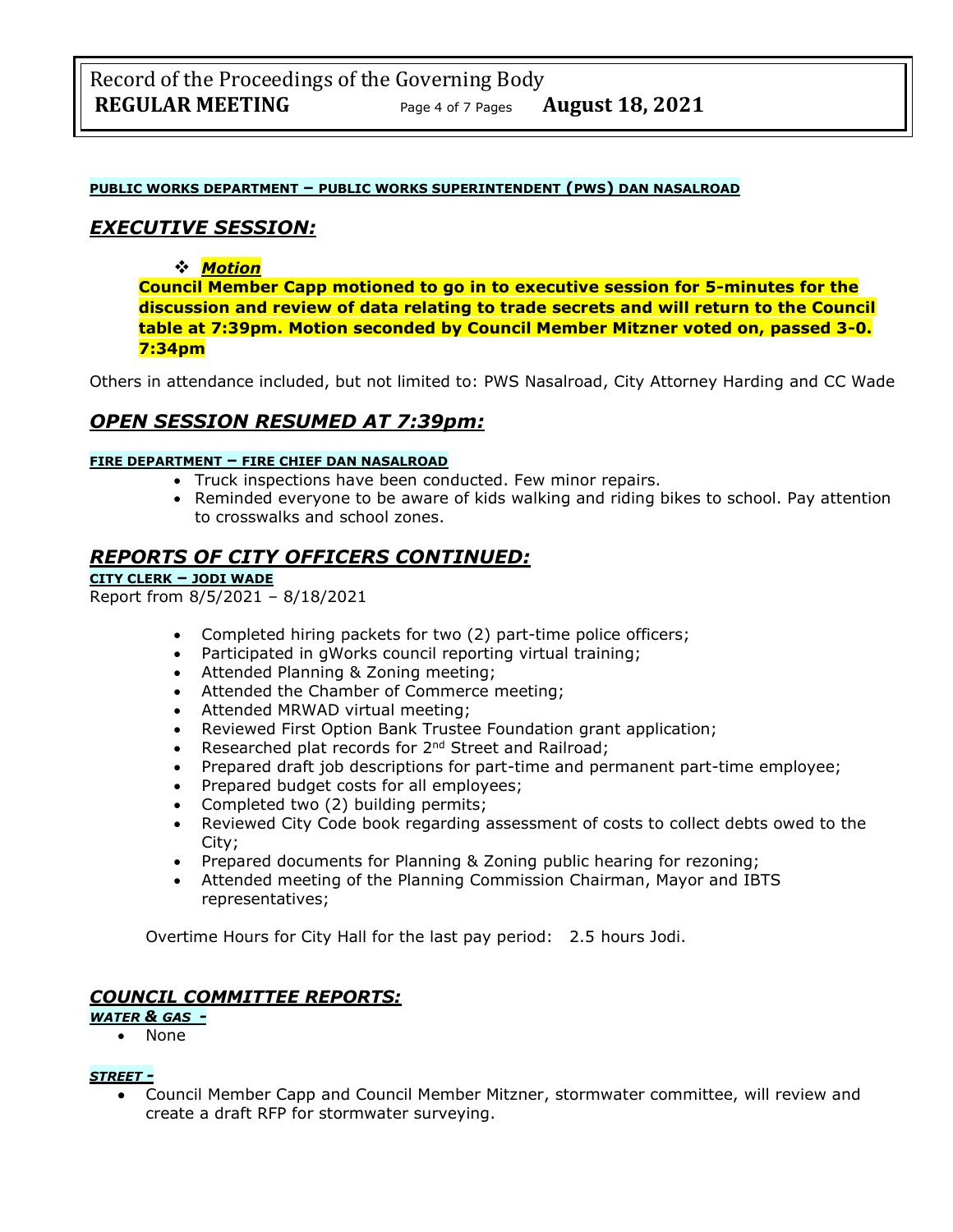**PUBLIC WORKS DEPARTMENT – PUBLIC WORKS SUPERINTENDENT (PWS) DAN NASALROAD**

## *EXECUTIVE SESSION:*

- ***Motion***

**Council Member Capp motioned to go in to executive session for 5-minutes for the discussion and review of data relating to trade secrets and will return to the Council table at 7:39pm. Motion seconded by Council Member Mitzner voted on, passed 3-0. 7:34pm**

Others in attendance included, but not limited to: PWS Nasalroad, City Attorney Harding and CC Wade

## *OPEN SESSION RESUMED AT 7:39pm:*

**FIRE DEPARTMENT – FIRE CHIEF DAN NASALROAD**

- Truck inspections have been conducted. Few minor repairs.
- Reminded everyone to be aware of kids walking and riding bikes to school. Pay attention to crosswalks and school zones.

## *REPORTS OF CITY OFFICERS CONTINUED:*

**CITY CLERK – JODI WADE**

Report from 8/5/2021 – 8/18/2021

- Completed hiring packets for two (2) part-time police officers;
- Participated in gWorks council reporting virtual training;
- Attended Planning & Zoning meeting;
- Attended the Chamber of Commerce meeting;
- Attended MRWAD virtual meeting;
- Reviewed First Option Bank Trustee Foundation grant application;
- Researched plat records for 2nd Street and Railroad;
- Prepared draft job descriptions for part-time and permanent part-time employee;
- Prepared budget costs for all employees;
- Completed two (2) building permits;
- Reviewed City Code book regarding assessment of costs to collect debts owed to the City;
- Prepared documents for Planning & Zoning public hearing for rezoning;
- Attended meeting of the Planning Commission Chairman, Mayor and IBTS representatives;

Overtime Hours for City Hall for the last pay period: 2.5 hours Jodi.

## *COUNCIL COMMITTEE REPORTS:*

***WATER & GAS -***

- None

***STREET -***

- Council Member Capp and Council Member Mitzner, stormwater committee, will review and create a draft RFP for stormwater surveying.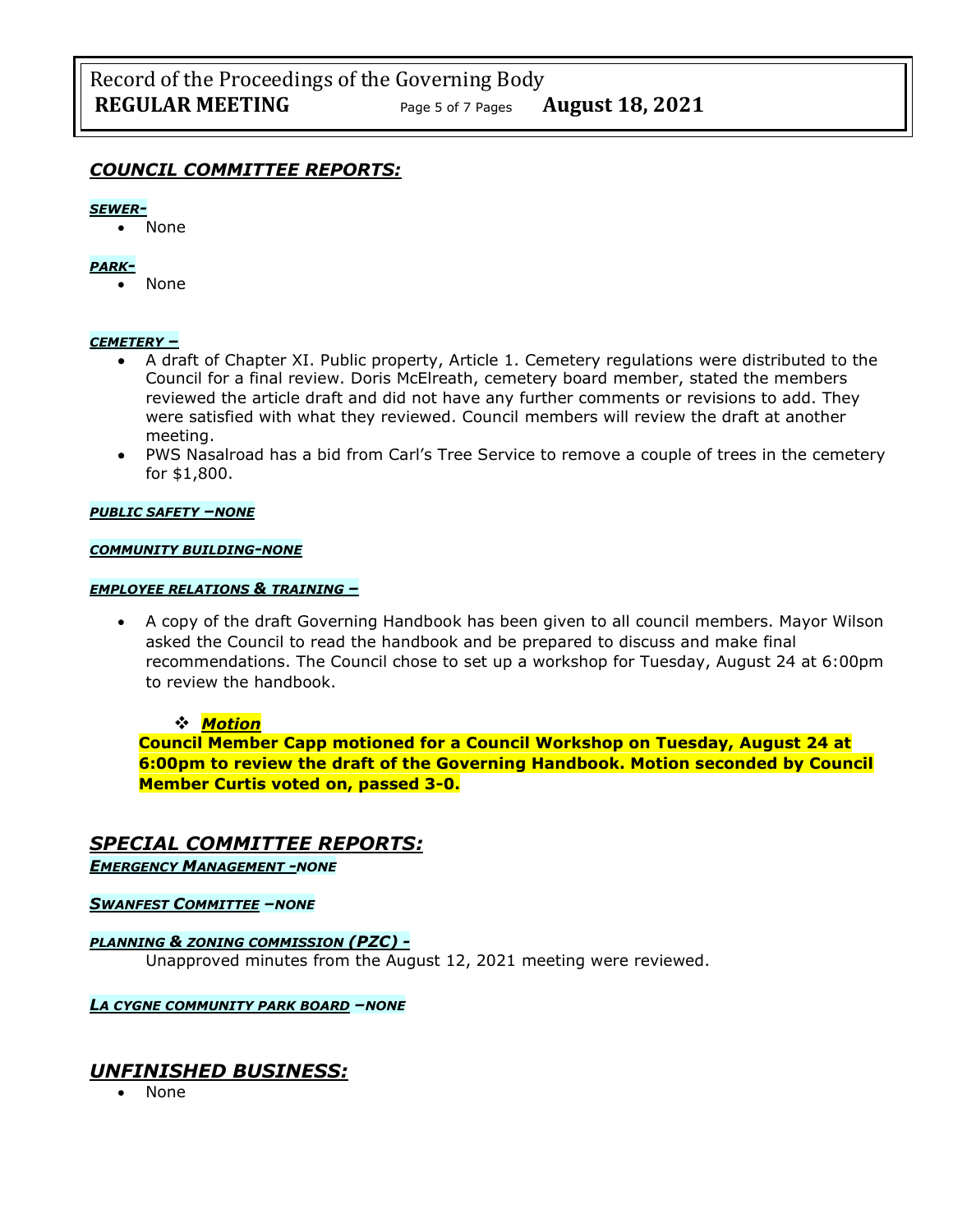## *COUNCIL COMMITTEE REPORTS:*

***SEWER-***

- None

***PARK-***

- None

***CEMETERY –***

- A draft of Chapter XI. Public property, Article 1. Cemetery regulations were distributed to the Council for a final review. Doris McElreath, cemetery board member, stated the members reviewed the article draft and did not have any further comments or revisions to add. They were satisfied with what they reviewed. Council members will review the draft at another meeting.
- PWS Nasalroad has a bid from Carl's Tree Service to remove a couple of trees in the cemetery for $1,800.

***PUBLIC SAFETY –NONE***

***COMMUNITY BUILDING-NONE***

***EMPLOYEE RELATIONS & TRAINING –***

- A copy of the draft Governing Handbook has been given to all council members. Mayor Wilson asked the Council to read the handbook and be prepared to discuss and make final recommendations. The Council chose to set up a workshop for Tuesday, August 24 at 6:00pm to review the handbook.

  - ***Motion***

**Council Member Capp motioned for a Council Workshop on Tuesday, August 24 at 6:00pm to review the draft of the Governing Handbook. Motion seconded by Council Member Curtis voted on, passed 3-0.**

## *SPECIAL COMMITTEE REPORTS:*

***EMERGENCY MANAGEMENT -NONE***

***SWANFEST COMMITTEE –NONE***

***PLANNING & ZONING COMMISSION (PZC) -***

Unapproved minutes from the August 12, 2021 meeting were reviewed.

***LA CYGNE COMMUNITY PARK BOARD –NONE***

## *UNFINISHED BUSINESS:*

- None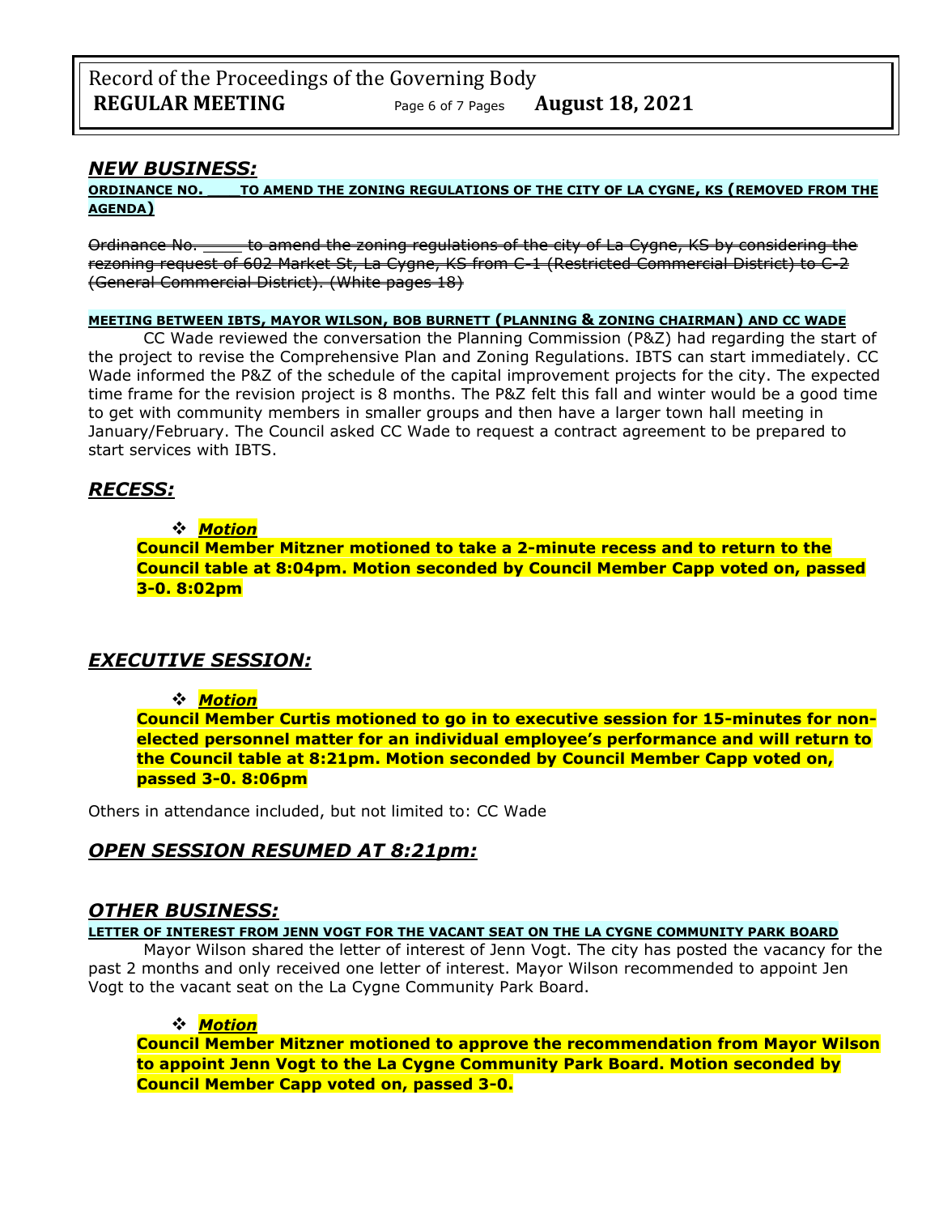## *NEW BUSINESS:*

**ORDINANCE NO. ____TO AMEND THE ZONING REGULATIONS OF THE CITY OF LA CYGNE, KS (REMOVED FROM THE AGENDA)**

~~Ordinance No. _____ to amend the zoning regulations of the city of La Cygne, KS by considering the rezoning request of 602 Market St, La Cygne, KS from C-1 (Restricted Commercial District) to C-2 (General Commercial District). (White pages 18)~~

**MEETING BETWEEN IBTS, MAYOR WILSON, BOB BURNETT (PLANNING & ZONING CHAIRMAN) AND CC WADE**

CC Wade reviewed the conversation the Planning Commission (P&Z) had regarding the start of the project to revise the Comprehensive Plan and Zoning Regulations. IBTS can start immediately. CC Wade informed the P&Z of the schedule of the capital improvement projects for the city. The expected time frame for the revision project is 8 months. The P&Z felt this fall and winter would be a good time to get with community members in smaller groups and then have a larger town hall meeting in January/February. The Council asked CC Wade to request a contract agreement to be prepared to start services with IBTS.

## *RECESS:*

- ***Motion***

**Council Member Mitzner motioned to take a 2-minute recess and to return to the Council table at 8:04pm. Motion seconded by Council Member Capp voted on, passed 3-0. 8:02pm**

## *EXECUTIVE SESSION:*

- ***Motion***

**Council Member Curtis motioned to go in to executive session for 15-minutes for non-elected personnel matter for an individual employee's performance and will return to the Council table at 8:21pm. Motion seconded by Council Member Capp voted on, passed 3-0. 8:06pm**

Others in attendance included, but not limited to: CC Wade

## *OPEN SESSION RESUMED AT 8:21pm:*

## *OTHER BUSINESS:*

**LETTER OF INTEREST FROM JENN VOGT FOR THE VACANT SEAT ON THE LA CYGNE COMMUNITY PARK BOARD**

Mayor Wilson shared the letter of interest of Jenn Vogt. The city has posted the vacancy for the past 2 months and only received one letter of interest. Mayor Wilson recommended to appoint Jen Vogt to the vacant seat on the La Cygne Community Park Board.

- ***Motion***

**Council Member Mitzner motioned to approve the recommendation from Mayor Wilson to appoint Jenn Vogt to the La Cygne Community Park Board. Motion seconded by Council Member Capp voted on, passed 3-0.**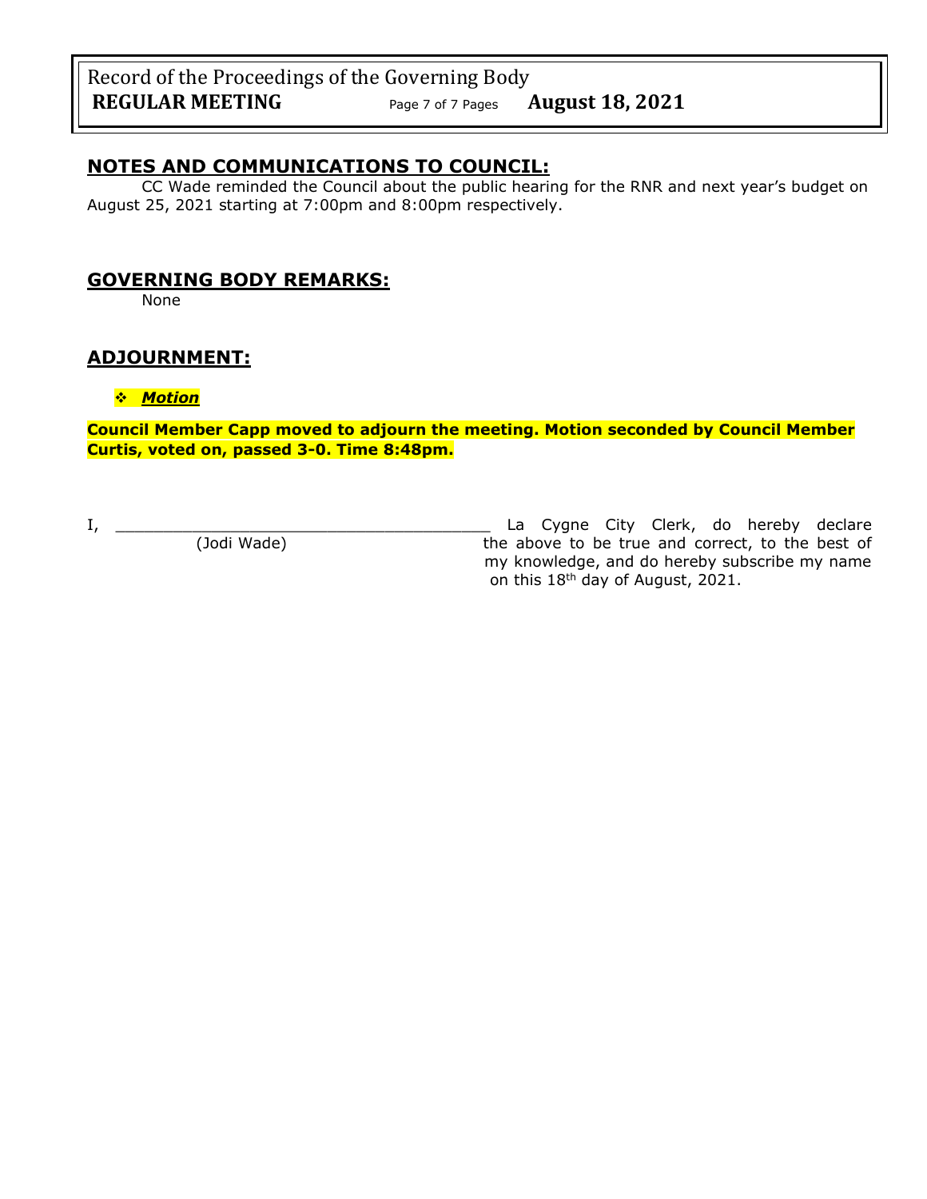## NOTES AND COMMUNICATIONS TO COUNCIL:

CC Wade reminded the Council about the public hearing for the RNR and next year's budget on August 25, 2021 starting at 7:00pm and 8:00pm respectively.

## GOVERNING BODY REMARKS:

None

## ADJOURNMENT:

- ***Motion***

**Council Member Capp moved to adjourn the meeting. Motion seconded by Council Member Curtis, voted on, passed 3-0. Time 8:48pm.**

I, ________________________________________ La Cygne City Clerk, do hereby declare the above to be true and correct, to the best of my knowledge, and do hereby subscribe my name on this 18th day of August, 2021.

(Jodi Wade)